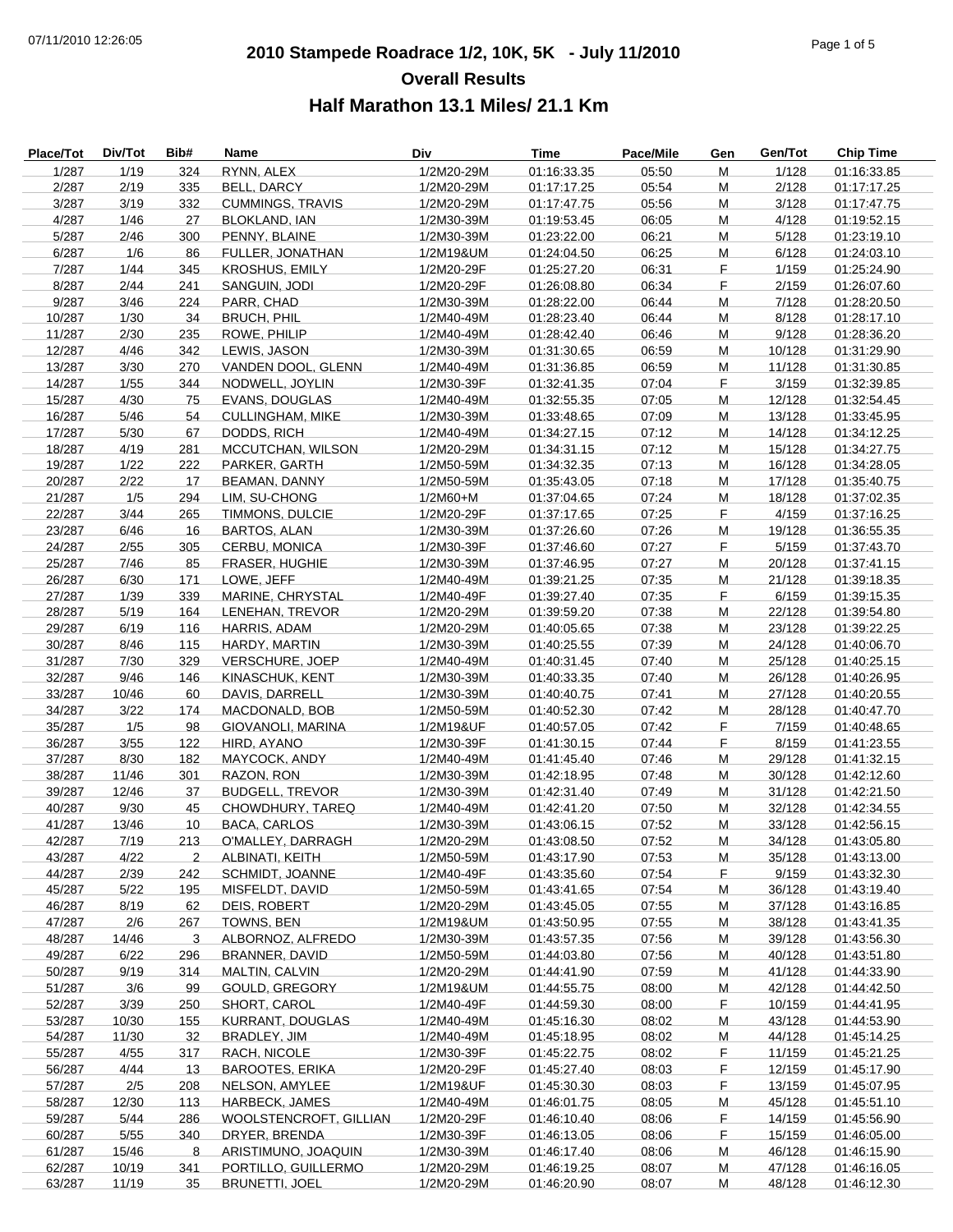# 2010 Stampede Roadrace 1/2, 10K, 5K - July 11/2010

## Overall Results

## Half Marathon 13.1 Miles/ 21.1 Km

| Place/Tot | Div/Tot | Bib# | Name | Div | Time | Pace/Mile | Gen | Gen/Tot | Chip Time |
|---|---|---|---|---|---|---|---|---|---|
| 1/287 | 1/19 | 324 | RYNN, ALEX | 1/2M20-29M | 01:16:33.35 | 05:50 | M | 1/128 | 01:16:33.85 |
| 2/287 | 2/19 | 335 | BELL, DARCY | 1/2M20-29M | 01:17:17.25 | 05:54 | M | 2/128 | 01:17:17.25 |
| 3/287 | 3/19 | 332 | CUMMINGS, TRAVIS | 1/2M20-29M | 01:17:47.75 | 05:56 | M | 3/128 | 01:17:47.75 |
| 4/287 | 1/46 | 27 | BLOKLAND, IAN | 1/2M30-39M | 01:19:53.45 | 06:05 | M | 4/128 | 01:19:52.15 |
| 5/287 | 2/46 | 300 | PENNY, BLAINE | 1/2M30-39M | 01:23:22.00 | 06:21 | M | 5/128 | 01:23:19.10 |
| 6/287 | 1/6 | 86 | FULLER, JONATHAN | 1/2M19&UM | 01:24:04.50 | 06:25 | M | 6/128 | 01:24:03.10 |
| 7/287 | 1/44 | 345 | KROSHUS, EMILY | 1/2M20-29F | 01:25:27.20 | 06:31 | F | 1/159 | 01:25:24.90 |
| 8/287 | 2/44 | 241 | SANGUIN, JODI | 1/2M20-29F | 01:26:08.80 | 06:34 | F | 2/159 | 01:26:07.60 |
| 9/287 | 3/46 | 224 | PARR, CHAD | 1/2M30-39M | 01:28:22.00 | 06:44 | M | 7/128 | 01:28:20.50 |
| 10/287 | 1/30 | 34 | BRUCH, PHIL | 1/2M40-49M | 01:28:23.40 | 06:44 | M | 8/128 | 01:28:17.10 |
| 11/287 | 2/30 | 235 | ROWE, PHILIP | 1/2M40-49M | 01:28:42.40 | 06:46 | M | 9/128 | 01:28:36.20 |
| 12/287 | 4/46 | 342 | LEWIS, JASON | 1/2M30-39M | 01:31:30.65 | 06:59 | M | 10/128 | 01:31:29.90 |
| 13/287 | 3/30 | 270 | VANDEN DOOL, GLENN | 1/2M40-49M | 01:31:36.85 | 06:59 | M | 11/128 | 01:31:30.85 |
| 14/287 | 1/55 | 344 | NODWELL, JOYLIN | 1/2M30-39F | 01:32:41.35 | 07:04 | F | 3/159 | 01:32:39.85 |
| 15/287 | 4/30 | 75 | EVANS, DOUGLAS | 1/2M40-49M | 01:32:55.35 | 07:05 | M | 12/128 | 01:32:54.45 |
| 16/287 | 5/46 | 54 | CULLINGHAM, MIKE | 1/2M30-39M | 01:33:48.65 | 07:09 | M | 13/128 | 01:33:45.95 |
| 17/287 | 5/30 | 67 | DODDS, RICH | 1/2M40-49M | 01:34:27.15 | 07:12 | M | 14/128 | 01:34:12.25 |
| 18/287 | 4/19 | 281 | MCCUTCHAN, WILSON | 1/2M20-29M | 01:34:31.15 | 07:12 | M | 15/128 | 01:34:27.75 |
| 19/287 | 1/22 | 222 | PARKER, GARTH | 1/2M50-59M | 01:34:32.35 | 07:13 | M | 16/128 | 01:34:28.05 |
| 20/287 | 2/22 | 17 | BEAMAN, DANNY | 1/2M50-59M | 01:35:43.05 | 07:18 | M | 17/128 | 01:35:40.75 |
| 21/287 | 1/5 | 294 | LIM, SU-CHONG | 1/2M60+M | 01:37:04.65 | 07:24 | M | 18/128 | 01:37:02.35 |
| 22/287 | 3/44 | 265 | TIMMONS, DULCIE | 1/2M20-29F | 01:37:17.65 | 07:25 | F | 4/159 | 01:37:16.25 |
| 23/287 | 6/46 | 16 | BARTOS, ALAN | 1/2M30-39M | 01:37:26.60 | 07:26 | M | 19/128 | 01:36:55.35 |
| 24/287 | 2/55 | 305 | CERBU, MONICA | 1/2M30-39F | 01:37:46.60 | 07:27 | F | 5/159 | 01:37:43.70 |
| 25/287 | 7/46 | 85 | FRASER, HUGHIE | 1/2M30-39M | 01:37:46.95 | 07:27 | M | 20/128 | 01:37:41.15 |
| 26/287 | 6/30 | 171 | LOWE, JEFF | 1/2M40-49M | 01:39:21.25 | 07:35 | M | 21/128 | 01:39:18.35 |
| 27/287 | 1/39 | 339 | MARINE, CHRYSTAL | 1/2M40-49F | 01:39:27.40 | 07:35 | F | 6/159 | 01:39:15.35 |
| 28/287 | 5/19 | 164 | LENEHAN, TREVOR | 1/2M20-29M | 01:39:59.20 | 07:38 | M | 22/128 | 01:39:54.80 |
| 29/287 | 6/19 | 116 | HARRIS, ADAM | 1/2M20-29M | 01:40:05.65 | 07:38 | M | 23/128 | 01:39:22.25 |
| 30/287 | 8/46 | 115 | HARDY, MARTIN | 1/2M30-39M | 01:40:25.55 | 07:39 | M | 24/128 | 01:40:06.70 |
| 31/287 | 7/30 | 329 | VERSCHURE, JOEP | 1/2M40-49M | 01:40:31.45 | 07:40 | M | 25/128 | 01:40:25.15 |
| 32/287 | 9/46 | 146 | KINASCHUK, KENT | 1/2M30-39M | 01:40:33.35 | 07:40 | M | 26/128 | 01:40:26.95 |
| 33/287 | 10/46 | 60 | DAVIS, DARRELL | 1/2M30-39M | 01:40:40.75 | 07:41 | M | 27/128 | 01:40:20.55 |
| 34/287 | 3/22 | 174 | MACDONALD, BOB | 1/2M50-59M | 01:40:52.30 | 07:42 | M | 28/128 | 01:40:47.70 |
| 35/287 | 1/5 | 98 | GIOVANOLI, MARINA | 1/2M19&UF | 01:40:57.05 | 07:42 | F | 7/159 | 01:40:48.65 |
| 36/287 | 3/55 | 122 | HIRD, AYANO | 1/2M30-39F | 01:41:30.15 | 07:44 | F | 8/159 | 01:41:23.55 |
| 37/287 | 8/30 | 182 | MAYCOCK, ANDY | 1/2M40-49M | 01:41:45.40 | 07:46 | M | 29/128 | 01:41:32.15 |
| 38/287 | 11/46 | 301 | RAZON, RON | 1/2M30-39M | 01:42:18.95 | 07:48 | M | 30/128 | 01:42:12.60 |
| 39/287 | 12/46 | 37 | BUDGELL, TREVOR | 1/2M30-39M | 01:42:31.40 | 07:49 | M | 31/128 | 01:42:21.50 |
| 40/287 | 9/30 | 45 | CHOWDHURY, TAREQ | 1/2M40-49M | 01:42:41.20 | 07:50 | M | 32/128 | 01:42:34.55 |
| 41/287 | 13/46 | 10 | BACA, CARLOS | 1/2M30-39M | 01:43:06.15 | 07:52 | M | 33/128 | 01:42:56.15 |
| 42/287 | 7/19 | 213 | O'MALLEY, DARRAGH | 1/2M20-29M | 01:43:08.50 | 07:52 | M | 34/128 | 01:43:05.80 |
| 43/287 | 4/22 | 2 | ALBINATI, KEITH | 1/2M50-59M | 01:43:17.90 | 07:53 | M | 35/128 | 01:43:13.00 |
| 44/287 | 2/39 | 242 | SCHMIDT, JOANNE | 1/2M40-49F | 01:43:35.60 | 07:54 | F | 9/159 | 01:43:32.30 |
| 45/287 | 5/22 | 195 | MISFELDT, DAVID | 1/2M50-59M | 01:43:41.65 | 07:54 | M | 36/128 | 01:43:19.40 |
| 46/287 | 8/19 | 62 | DEIS, ROBERT | 1/2M20-29M | 01:43:45.05 | 07:55 | M | 37/128 | 01:43:16.85 |
| 47/287 | 2/6 | 267 | TOWNS, BEN | 1/2M19&UM | 01:43:50.95 | 07:55 | M | 38/128 | 01:43:41.35 |
| 48/287 | 14/46 | 3 | ALBORNOZ, ALFREDO | 1/2M30-39M | 01:43:57.35 | 07:56 | M | 39/128 | 01:43:56.30 |
| 49/287 | 6/22 | 296 | BRANNER, DAVID | 1/2M50-59M | 01:44:03.80 | 07:56 | M | 40/128 | 01:43:51.80 |
| 50/287 | 9/19 | 314 | MALTIN, CALVIN | 1/2M20-29M | 01:44:41.90 | 07:59 | M | 41/128 | 01:44:33.90 |
| 51/287 | 3/6 | 99 | GOULD, GREGORY | 1/2M19&UM | 01:44:55.75 | 08:00 | M | 42/128 | 01:44:42.50 |
| 52/287 | 3/39 | 250 | SHORT, CAROL | 1/2M40-49F | 01:44:59.30 | 08:00 | F | 10/159 | 01:44:41.95 |
| 53/287 | 10/30 | 155 | KURRANT, DOUGLAS | 1/2M40-49M | 01:45:16.30 | 08:02 | M | 43/128 | 01:44:53.90 |
| 54/287 | 11/30 | 32 | BRADLEY, JIM | 1/2M40-49M | 01:45:18.95 | 08:02 | M | 44/128 | 01:45:14.25 |
| 55/287 | 4/55 | 317 | RACH, NICOLE | 1/2M30-39F | 01:45:22.75 | 08:02 | F | 11/159 | 01:45:21.25 |
| 56/287 | 4/44 | 13 | BAROOTES, ERIKA | 1/2M20-29F | 01:45:27.40 | 08:03 | F | 12/159 | 01:45:17.90 |
| 57/287 | 2/5 | 208 | NELSON, AMYLEE | 1/2M19&UF | 01:45:30.30 | 08:03 | F | 13/159 | 01:45:07.95 |
| 58/287 | 12/30 | 113 | HARBECK, JAMES | 1/2M40-49M | 01:46:01.75 | 08:05 | M | 45/128 | 01:45:51.10 |
| 59/287 | 5/44 | 286 | WOOLSTENCROFT, GILLIAN | 1/2M20-29F | 01:46:10.40 | 08:06 | F | 14/159 | 01:45:56.90 |
| 60/287 | 5/55 | 340 | DRYER, BRENDA | 1/2M30-39F | 01:46:13.05 | 08:06 | F | 15/159 | 01:46:05.00 |
| 61/287 | 15/46 | 8 | ARISTIMUNO, JOAQUIN | 1/2M30-39M | 01:46:17.40 | 08:06 | M | 46/128 | 01:46:15.90 |
| 62/287 | 10/19 | 341 | PORTILLO, GUILLERMO | 1/2M20-29M | 01:46:19.25 | 08:07 | M | 47/128 | 01:46:16.05 |
| 63/287 | 11/19 | 35 | BRUNETTI, JOEL | 1/2M20-29M | 01:46:20.90 | 08:07 | M | 48/128 | 01:46:12.30 |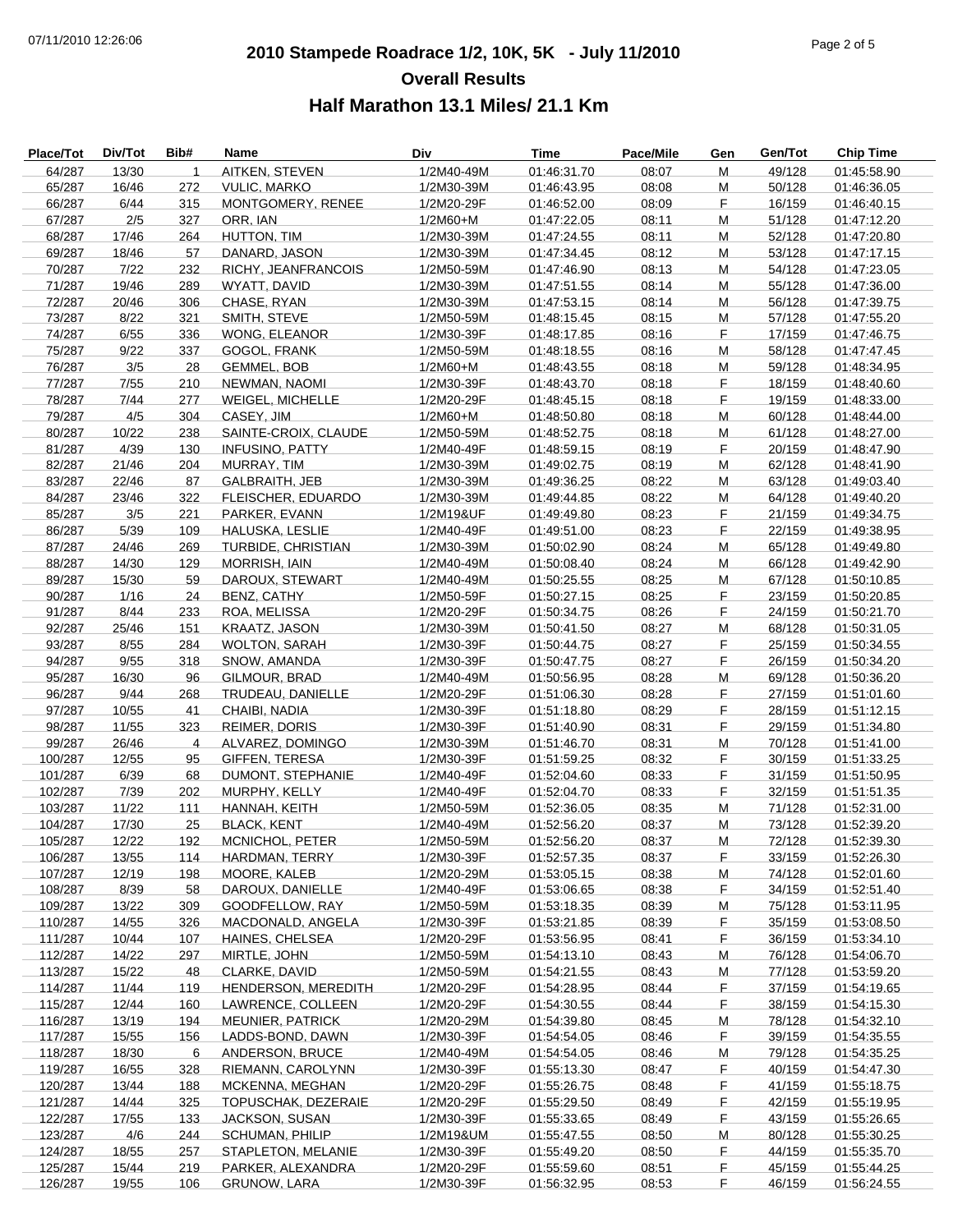# 2010 Stampede Roadrace 1/2, 10K, 5K - July 11/2010

## Overall Results

### Half Marathon 13.1 Miles/ 21.1 Km

| Place/Tot | Div/Tot | Bib# | Name | Div | Time | Pace/Mile | Gen | Gen/Tot | Chip Time |
|---|---|---|---|---|---|---|---|---|---|
| 64/287 | 13/30 | 1 | AITKEN, STEVEN | 1/2M40-49M | 01:46:31.70 | 08:07 | M | 49/128 | 01:45:58.90 |
| 65/287 | 16/46 | 272 | VULIC, MARKO | 1/2M30-39M | 01:46:43.95 | 08:08 | M | 50/128 | 01:46:36.05 |
| 66/287 | 6/44 | 315 | MONTGOMERY, RENEE | 1/2M20-29F | 01:46:52.00 | 08:09 | F | 16/159 | 01:46:40.15 |
| 67/287 | 2/5 | 327 | ORR, IAN | 1/2M60+M | 01:47:22.05 | 08:11 | M | 51/128 | 01:47:12.20 |
| 68/287 | 17/46 | 264 | HUTTON, TIM | 1/2M30-39M | 01:47:24.55 | 08:11 | M | 52/128 | 01:47:20.80 |
| 69/287 | 18/46 | 57 | DANARD, JASON | 1/2M30-39M | 01:47:34.45 | 08:12 | M | 53/128 | 01:47:17.15 |
| 70/287 | 7/22 | 232 | RICHY, JEANFRANCOIS | 1/2M50-59M | 01:47:46.90 | 08:13 | M | 54/128 | 01:47:23.05 |
| 71/287 | 19/46 | 289 | WYATT, DAVID | 1/2M30-39M | 01:47:51.55 | 08:14 | M | 55/128 | 01:47:36.00 |
| 72/287 | 20/46 | 306 | CHASE, RYAN | 1/2M30-39M | 01:47:53.15 | 08:14 | M | 56/128 | 01:47:39.75 |
| 73/287 | 8/22 | 321 | SMITH, STEVE | 1/2M50-59M | 01:48:15.45 | 08:15 | M | 57/128 | 01:47:55.20 |
| 74/287 | 6/55 | 336 | WONG, ELEANOR | 1/2M30-39F | 01:48:17.85 | 08:16 | F | 17/159 | 01:47:46.75 |
| 75/287 | 9/22 | 337 | GOGOL, FRANK | 1/2M50-59M | 01:48:18.55 | 08:16 | M | 58/128 | 01:47:47.45 |
| 76/287 | 3/5 | 28 | GEMMEL, BOB | 1/2M60+M | 01:48:43.55 | 08:18 | M | 59/128 | 01:48:34.95 |
| 77/287 | 7/55 | 210 | NEWMAN, NAOMI | 1/2M30-39F | 01:48:43.70 | 08:18 | F | 18/159 | 01:48:40.60 |
| 78/287 | 7/44 | 277 | WEIGEL, MICHELLE | 1/2M20-29F | 01:48:45.15 | 08:18 | F | 19/159 | 01:48:33.00 |
| 79/287 | 4/5 | 304 | CASEY, JIM | 1/2M60+M | 01:48:50.80 | 08:18 | M | 60/128 | 01:48:44.00 |
| 80/287 | 10/22 | 238 | SAINTE-CROIX, CLAUDE | 1/2M50-59M | 01:48:52.75 | 08:18 | M | 61/128 | 01:48:27.00 |
| 81/287 | 4/39 | 130 | INFUSINO, PATTY | 1/2M40-49F | 01:48:59.15 | 08:19 | F | 20/159 | 01:48:47.90 |
| 82/287 | 21/46 | 204 | MURRAY, TIM | 1/2M30-39M | 01:49:02.75 | 08:19 | M | 62/128 | 01:48:41.90 |
| 83/287 | 22/46 | 87 | GALBRAITH, JEB | 1/2M30-39M | 01:49:36.25 | 08:22 | M | 63/128 | 01:49:03.40 |
| 84/287 | 23/46 | 322 | FLEISCHER, EDUARDO | 1/2M30-39M | 01:49:44.85 | 08:22 | M | 64/128 | 01:49:40.20 |
| 85/287 | 3/5 | 221 | PARKER, EVANN | 1/2M19&UF | 01:49:49.80 | 08:23 | F | 21/159 | 01:49:34.75 |
| 86/287 | 5/39 | 109 | HALUSKA, LESLIE | 1/2M40-49F | 01:49:51.00 | 08:23 | F | 22/159 | 01:49:38.95 |
| 87/287 | 24/46 | 269 | TURBIDE, CHRISTIAN | 1/2M30-39M | 01:50:02.90 | 08:24 | M | 65/128 | 01:49:49.80 |
| 88/287 | 14/30 | 129 | MORRISH, IAIN | 1/2M40-49M | 01:50:08.40 | 08:24 | M | 66/128 | 01:49:42.90 |
| 89/287 | 15/30 | 59 | DAROUX, STEWART | 1/2M40-49M | 01:50:25.55 | 08:25 | M | 67/128 | 01:50:10.85 |
| 90/287 | 1/16 | 24 | BENZ, CATHY | 1/2M50-59F | 01:50:27.15 | 08:25 | F | 23/159 | 01:50:20.85 |
| 91/287 | 8/44 | 233 | ROA, MELISSA | 1/2M20-29F | 01:50:34.75 | 08:26 | F | 24/159 | 01:50:21.70 |
| 92/287 | 25/46 | 151 | KRAATZ, JASON | 1/2M30-39M | 01:50:41.50 | 08:27 | M | 68/128 | 01:50:31.05 |
| 93/287 | 8/55 | 284 | WOLTON, SARAH | 1/2M30-39F | 01:50:44.75 | 08:27 | F | 25/159 | 01:50:34.55 |
| 94/287 | 9/55 | 318 | SNOW, AMANDA | 1/2M30-39F | 01:50:47.75 | 08:27 | F | 26/159 | 01:50:34.20 |
| 95/287 | 16/30 | 96 | GILMOUR, BRAD | 1/2M40-49M | 01:50:56.95 | 08:28 | M | 69/128 | 01:50:36.20 |
| 96/287 | 9/44 | 268 | TRUDEAU, DANIELLE | 1/2M20-29F | 01:51:06.30 | 08:28 | F | 27/159 | 01:51:01.60 |
| 97/287 | 10/55 | 41 | CHAIBI, NADIA | 1/2M30-39F | 01:51:18.80 | 08:29 | F | 28/159 | 01:51:12.15 |
| 98/287 | 11/55 | 323 | REIMER, DORIS | 1/2M30-39F | 01:51:40.90 | 08:31 | F | 29/159 | 01:51:34.80 |
| 99/287 | 26/46 | 4 | ALVAREZ, DOMINGO | 1/2M30-39M | 01:51:46.70 | 08:31 | M | 70/128 | 01:51:41.00 |
| 100/287 | 12/55 | 95 | GIFFEN, TERESA | 1/2M30-39F | 01:51:59.25 | 08:32 | F | 30/159 | 01:51:33.25 |
| 101/287 | 6/39 | 68 | DUMONT, STEPHANIE | 1/2M40-49F | 01:52:04.60 | 08:33 | F | 31/159 | 01:51:50.95 |
| 102/287 | 7/39 | 202 | MURPHY, KELLY | 1/2M40-49F | 01:52:04.70 | 08:33 | F | 32/159 | 01:51:51.35 |
| 103/287 | 11/22 | 111 | HANNAH, KEITH | 1/2M50-59M | 01:52:36.05 | 08:35 | M | 71/128 | 01:52:31.00 |
| 104/287 | 17/30 | 25 | BLACK, KENT | 1/2M40-49M | 01:52:56.20 | 08:37 | M | 73/128 | 01:52:39.20 |
| 105/287 | 12/22 | 192 | MCNICHOL, PETER | 1/2M50-59M | 01:52:56.20 | 08:37 | M | 72/128 | 01:52:39.30 |
| 106/287 | 13/55 | 114 | HARDMAN, TERRY | 1/2M30-39F | 01:52:57.35 | 08:37 | F | 33/159 | 01:52:26.30 |
| 107/287 | 12/19 | 198 | MOORE, KALEB | 1/2M20-29M | 01:53:05.15 | 08:38 | M | 74/128 | 01:52:01.60 |
| 108/287 | 8/39 | 58 | DAROUX, DANIELLE | 1/2M40-49F | 01:53:06.65 | 08:38 | F | 34/159 | 01:52:51.40 |
| 109/287 | 13/22 | 309 | GOODFELLOW, RAY | 1/2M50-59M | 01:53:18.35 | 08:39 | M | 75/128 | 01:53:11.95 |
| 110/287 | 14/55 | 326 | MACDONALD, ANGELA | 1/2M30-39F | 01:53:21.85 | 08:39 | F | 35/159 | 01:53:08.50 |
| 111/287 | 10/44 | 107 | HAINES, CHELSEA | 1/2M20-29F | 01:53:56.95 | 08:41 | F | 36/159 | 01:53:34.10 |
| 112/287 | 14/22 | 297 | MIRTLE, JOHN | 1/2M50-59M | 01:54:13.10 | 08:43 | M | 76/128 | 01:54:06.70 |
| 113/287 | 15/22 | 48 | CLARKE, DAVID | 1/2M50-59M | 01:54:21.55 | 08:43 | M | 77/128 | 01:53:59.20 |
| 114/287 | 11/44 | 119 | HENDERSON, MEREDITH | 1/2M20-29F | 01:54:28.95 | 08:44 | F | 37/159 | 01:54:19.65 |
| 115/287 | 12/44 | 160 | LAWRENCE, COLLEEN | 1/2M20-29F | 01:54:30.55 | 08:44 | F | 38/159 | 01:54:15.30 |
| 116/287 | 13/19 | 194 | MEUNIER, PATRICK | 1/2M20-29M | 01:54:39.80 | 08:45 | M | 78/128 | 01:54:32.10 |
| 117/287 | 15/55 | 156 | LADDS-BOND, DAWN | 1/2M30-39F | 01:54:54.05 | 08:46 | F | 39/159 | 01:54:35.55 |
| 118/287 | 18/30 | 6 | ANDERSON, BRUCE | 1/2M40-49M | 01:54:54.05 | 08:46 | M | 79/128 | 01:54:35.25 |
| 119/287 | 16/55 | 328 | RIEMANN, CAROLYNN | 1/2M30-39F | 01:55:13.30 | 08:47 | F | 40/159 | 01:54:47.30 |
| 120/287 | 13/44 | 188 | MCKENNA, MEGHAN | 1/2M20-29F | 01:55:26.75 | 08:48 | F | 41/159 | 01:55:18.75 |
| 121/287 | 14/44 | 325 | TOPUSCHAK, DEZERAIE | 1/2M20-29F | 01:55:29.50 | 08:49 | F | 42/159 | 01:55:19.95 |
| 122/287 | 17/55 | 133 | JACKSON, SUSAN | 1/2M30-39F | 01:55:33.65 | 08:49 | F | 43/159 | 01:55:26.65 |
| 123/287 | 4/6 | 244 | SCHUMAN, PHILIP | 1/2M19&UM | 01:55:47.55 | 08:50 | M | 80/128 | 01:55:30.25 |
| 124/287 | 18/55 | 257 | STAPLETON, MELANIE | 1/2M30-39F | 01:55:49.20 | 08:50 | F | 44/159 | 01:55:35.70 |
| 125/287 | 15/44 | 219 | PARKER, ALEXANDRA | 1/2M20-29F | 01:55:59.60 | 08:51 | F | 45/159 | 01:55:44.25 |
| 126/287 | 19/55 | 106 | GRUNOW, LARA | 1/2M30-39F | 01:56:32.95 | 08:53 | F | 46/159 | 01:56:24.55 |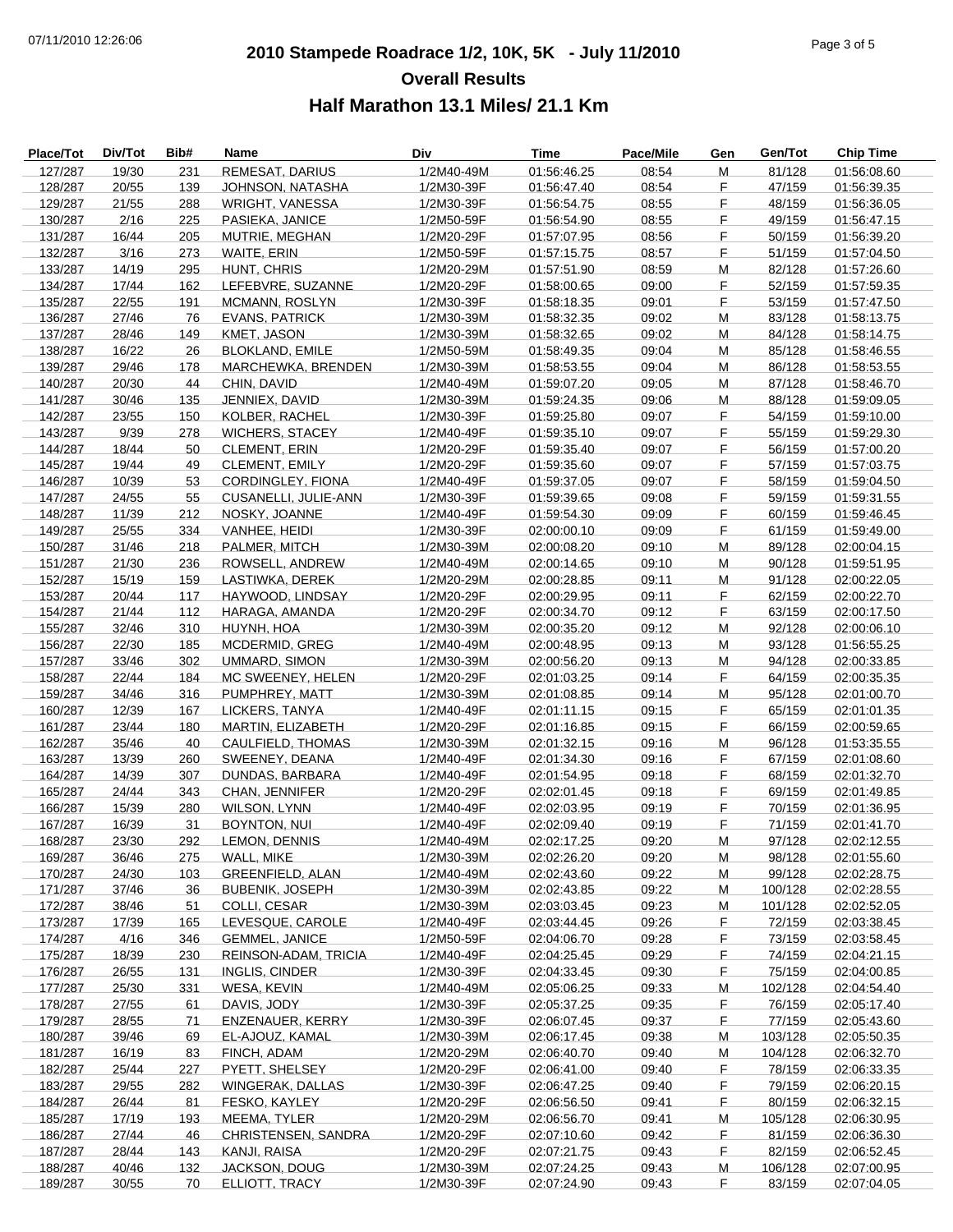# 2010 Stampede Roadrace 1/2, 10K, 5K - July 11/2010

## Overall Results

## Half Marathon 13.1 Miles/ 21.1 Km

| Place/Tot | Div/Tot | Bib# | Name | Div | Time | Pace/Mile | Gen | Gen/Tot | Chip Time |
|---|---|---|---|---|---|---|---|---|---|
| 127/287 | 19/30 | 231 | REMESAT, DARIUS | 1/2M40-49M | 01:56:46.25 | 08:54 | M | 81/128 | 01:56:08.60 |
| 128/287 | 20/55 | 139 | JOHNSON, NATASHA | 1/2M30-39F | 01:56:47.40 | 08:54 | F | 47/159 | 01:56:39.35 |
| 129/287 | 21/55 | 288 | WRIGHT, VANESSA | 1/2M30-39F | 01:56:54.75 | 08:55 | F | 48/159 | 01:56:36.05 |
| 130/287 | 2/16 | 225 | PASIEKA, JANICE | 1/2M50-59F | 01:56:54.90 | 08:55 | F | 49/159 | 01:56:47.15 |
| 131/287 | 16/44 | 205 | MUTRIE, MEGHAN | 1/2M20-29F | 01:57:07.95 | 08:56 | F | 50/159 | 01:56:39.20 |
| 132/287 | 3/16 | 273 | WAITE, ERIN | 1/2M50-59F | 01:57:15.75 | 08:57 | F | 51/159 | 01:57:04.50 |
| 133/287 | 14/19 | 295 | HUNT, CHRIS | 1/2M20-29M | 01:57:51.90 | 08:59 | M | 82/128 | 01:57:26.60 |
| 134/287 | 17/44 | 162 | LEFEBVRE, SUZANNE | 1/2M20-29F | 01:58:00.65 | 09:00 | F | 52/159 | 01:57:59.35 |
| 135/287 | 22/55 | 191 | MCMANN, ROSLYN | 1/2M30-39F | 01:58:18.35 | 09:01 | F | 53/159 | 01:57:47.50 |
| 136/287 | 27/46 | 76 | EVANS, PATRICK | 1/2M30-39M | 01:58:32.35 | 09:02 | M | 83/128 | 01:58:13.75 |
| 137/287 | 28/46 | 149 | KMET, JASON | 1/2M30-39M | 01:58:32.65 | 09:02 | M | 84/128 | 01:58:14.75 |
| 138/287 | 16/22 | 26 | BLOKLAND, EMILE | 1/2M50-59M | 01:58:49.35 | 09:04 | M | 85/128 | 01:58:46.55 |
| 139/287 | 29/46 | 178 | MARCHEWKA, BRENDEN | 1/2M30-39M | 01:58:53.55 | 09:04 | M | 86/128 | 01:58:53.55 |
| 140/287 | 20/30 | 44 | CHIN, DAVID | 1/2M40-49M | 01:59:07.20 | 09:05 | M | 87/128 | 01:58:46.70 |
| 141/287 | 30/46 | 135 | JENNIEX, DAVID | 1/2M30-39M | 01:59:24.35 | 09:06 | M | 88/128 | 01:59:09.05 |
| 142/287 | 23/55 | 150 | KOLBER, RACHEL | 1/2M30-39F | 01:59:25.80 | 09:07 | F | 54/159 | 01:59:10.00 |
| 143/287 | 9/39 | 278 | WICHERS, STACEY | 1/2M40-49F | 01:59:35.10 | 09:07 | F | 55/159 | 01:59:29.30 |
| 144/287 | 18/44 | 50 | CLEMENT, ERIN | 1/2M20-29F | 01:59:35.40 | 09:07 | F | 56/159 | 01:57:00.20 |
| 145/287 | 19/44 | 49 | CLEMENT, EMILY | 1/2M20-29F | 01:59:35.60 | 09:07 | F | 57/159 | 01:57:03.75 |
| 146/287 | 10/39 | 53 | CORDINGLEY, FIONA | 1/2M40-49F | 01:59:37.05 | 09:07 | F | 58/159 | 01:59:04.50 |
| 147/287 | 24/55 | 55 | CUSANELLI, JULIE-ANN | 1/2M30-39F | 01:59:39.65 | 09:08 | F | 59/159 | 01:59:31.55 |
| 148/287 | 11/39 | 212 | NOSKY, JOANNE | 1/2M40-49F | 01:59:54.30 | 09:09 | F | 60/159 | 01:59:46.45 |
| 149/287 | 25/55 | 334 | VANHEE, HEIDI | 1/2M30-39F | 02:00:00.10 | 09:09 | F | 61/159 | 01:59:49.00 |
| 150/287 | 31/46 | 218 | PALMER, MITCH | 1/2M30-39M | 02:00:08.20 | 09:10 | M | 89/128 | 02:00:04.15 |
| 151/287 | 21/30 | 236 | ROWSELL, ANDREW | 1/2M40-49M | 02:00:14.65 | 09:10 | M | 90/128 | 01:59:51.95 |
| 152/287 | 15/19 | 159 | LASTIWKA, DEREK | 1/2M20-29M | 02:00:28.85 | 09:11 | M | 91/128 | 02:00:22.05 |
| 153/287 | 20/44 | 117 | HAYWOOD, LINDSAY | 1/2M20-29F | 02:00:29.95 | 09:11 | F | 62/159 | 02:00:22.70 |
| 154/287 | 21/44 | 112 | HARAGA, AMANDA | 1/2M20-29F | 02:00:34.70 | 09:12 | F | 63/159 | 02:00:17.50 |
| 155/287 | 32/46 | 310 | HUYNH, HOA | 1/2M30-39M | 02:00:35.20 | 09:12 | M | 92/128 | 02:00:06.10 |
| 156/287 | 22/30 | 185 | MCDERMID, GREG | 1/2M40-49M | 02:00:48.95 | 09:13 | M | 93/128 | 01:56:55.25 |
| 157/287 | 33/46 | 302 | UMMARD, SIMON | 1/2M30-39M | 02:00:56.20 | 09:13 | M | 94/128 | 02:00:33.85 |
| 158/287 | 22/44 | 184 | MC SWEENEY, HELEN | 1/2M20-29F | 02:01:03.25 | 09:14 | F | 64/159 | 02:00:35.35 |
| 159/287 | 34/46 | 316 | PUMPHREY, MATT | 1/2M30-39M | 02:01:08.85 | 09:14 | M | 95/128 | 02:01:00.70 |
| 160/287 | 12/39 | 167 | LICKERS, TANYA | 1/2M40-49F | 02:01:11.15 | 09:15 | F | 65/159 | 02:01:01.35 |
| 161/287 | 23/44 | 180 | MARTIN, ELIZABETH | 1/2M20-29F | 02:01:16.85 | 09:15 | F | 66/159 | 02:00:59.65 |
| 162/287 | 35/46 | 40 | CAULFIELD, THOMAS | 1/2M30-39M | 02:01:32.15 | 09:16 | M | 96/128 | 01:53:35.55 |
| 163/287 | 13/39 | 260 | SWEENEY, DEANA | 1/2M40-49F | 02:01:34.30 | 09:16 | F | 67/159 | 02:01:08.60 |
| 164/287 | 14/39 | 307 | DUNDAS, BARBARA | 1/2M40-49F | 02:01:54.95 | 09:18 | F | 68/159 | 02:01:32.70 |
| 165/287 | 24/44 | 343 | CHAN, JENNIFER | 1/2M20-29F | 02:02:01.45 | 09:18 | F | 69/159 | 02:01:49.85 |
| 166/287 | 15/39 | 280 | WILSON, LYNN | 1/2M40-49F | 02:02:03.95 | 09:19 | F | 70/159 | 02:01:36.95 |
| 167/287 | 16/39 | 31 | BOYNTON, NUI | 1/2M40-49F | 02:02:09.40 | 09:19 | F | 71/159 | 02:01:41.70 |
| 168/287 | 23/30 | 292 | LEMON, DENNIS | 1/2M40-49M | 02:02:17.25 | 09:20 | M | 97/128 | 02:02:12.55 |
| 169/287 | 36/46 | 275 | WALL, MIKE | 1/2M30-39M | 02:02:26.20 | 09:20 | M | 98/128 | 02:01:55.60 |
| 170/287 | 24/30 | 103 | GREENFIELD, ALAN | 1/2M40-49M | 02:02:43.60 | 09:22 | M | 99/128 | 02:02:28.75 |
| 171/287 | 37/46 | 36 | BUBENIK, JOSEPH | 1/2M30-39M | 02:02:43.85 | 09:22 | M | 100/128 | 02:02:28.55 |
| 172/287 | 38/46 | 51 | COLLI, CESAR | 1/2M30-39M | 02:03:03.45 | 09:23 | M | 101/128 | 02:02:52.05 |
| 173/287 | 17/39 | 165 | LEVESQUE, CAROLE | 1/2M40-49F | 02:03:44.45 | 09:26 | F | 72/159 | 02:03:38.45 |
| 174/287 | 4/16 | 346 | GEMMEL, JANICE | 1/2M50-59F | 02:04:06.70 | 09:28 | F | 73/159 | 02:03:58.45 |
| 175/287 | 18/39 | 230 | REINSON-ADAM, TRICIA | 1/2M40-49F | 02:04:25.45 | 09:29 | F | 74/159 | 02:04:21.15 |
| 176/287 | 26/55 | 131 | INGLIS, CINDER | 1/2M30-39F | 02:04:33.45 | 09:30 | F | 75/159 | 02:04:00.85 |
| 177/287 | 25/30 | 331 | WESA, KEVIN | 1/2M40-49M | 02:05:06.25 | 09:33 | M | 102/128 | 02:04:54.40 |
| 178/287 | 27/55 | 61 | DAVIS, JODY | 1/2M30-39F | 02:05:37.25 | 09:35 | F | 76/159 | 02:05:17.40 |
| 179/287 | 28/55 | 71 | ENZENAUER, KERRY | 1/2M30-39F | 02:06:07.45 | 09:37 | F | 77/159 | 02:05:43.60 |
| 180/287 | 39/46 | 69 | EL-AJOUZ, KAMAL | 1/2M30-39M | 02:06:17.45 | 09:38 | M | 103/128 | 02:05:50.35 |
| 181/287 | 16/19 | 83 | FINCH, ADAM | 1/2M20-29M | 02:06:40.70 | 09:40 | M | 104/128 | 02:06:32.70 |
| 182/287 | 25/44 | 227 | PYETT, SHELSEY | 1/2M20-29F | 02:06:41.00 | 09:40 | F | 78/159 | 02:06:33.35 |
| 183/287 | 29/55 | 282 | WINGERAK, DALLAS | 1/2M30-39F | 02:06:47.25 | 09:40 | F | 79/159 | 02:06:20.15 |
| 184/287 | 26/44 | 81 | FESKO, KAYLEY | 1/2M20-29F | 02:06:56.50 | 09:41 | F | 80/159 | 02:06:32.15 |
| 185/287 | 17/19 | 193 | MEEMA, TYLER | 1/2M20-29M | 02:06:56.70 | 09:41 | M | 105/128 | 02:06:30.95 |
| 186/287 | 27/44 | 46 | CHRISTENSEN, SANDRA | 1/2M20-29F | 02:07:10.60 | 09:42 | F | 81/159 | 02:06:36.30 |
| 187/287 | 28/44 | 143 | KANJI, RAISA | 1/2M20-29F | 02:07:21.75 | 09:43 | F | 82/159 | 02:06:52.45 |
| 188/287 | 40/46 | 132 | JACKSON, DOUG | 1/2M30-39M | 02:07:24.25 | 09:43 | M | 106/128 | 02:07:00.95 |
| 189/287 | 30/55 | 70 | ELLIOTT, TRACY | 1/2M30-39F | 02:07:24.90 | 09:43 | F | 83/159 | 02:07:04.05 |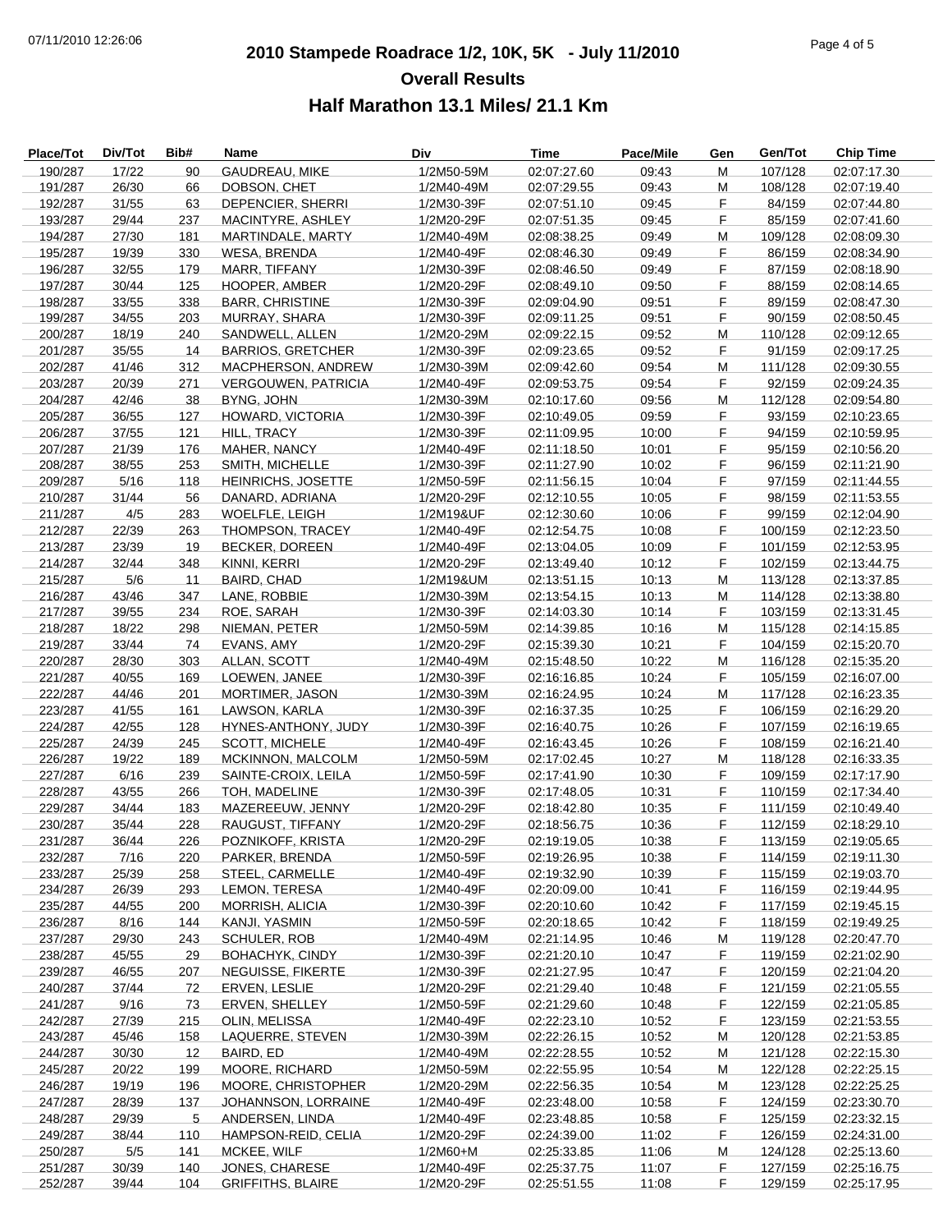# 2010 Stampede Roadrace 1/2, 10K, 5K - July 11/2010

## Overall Results

### Half Marathon 13.1 Miles/ 21.1 Km

| Place/Tot | Div/Tot | Bib# | Name | Div | Time | Pace/Mile | Gen | Gen/Tot | Chip Time |
|---|---|---|---|---|---|---|---|---|---|
| 190/287 | 17/22 | 90 | GAUDREAU, MIKE | 1/2M50-59M | 02:07:27.60 | 09:43 | M | 107/128 | 02:07:17.30 |
| 191/287 | 26/30 | 66 | DOBSON, CHET | 1/2M40-49M | 02:07:29.55 | 09:43 | M | 108/128 | 02:07:19.40 |
| 192/287 | 31/55 | 63 | DEPENCIER, SHERRI | 1/2M30-39F | 02:07:51.10 | 09:45 | F | 84/159 | 02:07:44.80 |
| 193/287 | 29/44 | 237 | MACINTYRE, ASHLEY | 1/2M20-29F | 02:07:51.35 | 09:45 | F | 85/159 | 02:07:41.60 |
| 194/287 | 27/30 | 181 | MARTINDALE, MARTY | 1/2M40-49M | 02:08:38.25 | 09:49 | M | 109/128 | 02:08:09.30 |
| 195/287 | 19/39 | 330 | WESA, BRENDA | 1/2M40-49F | 02:08:46.30 | 09:49 | F | 86/159 | 02:08:34.90 |
| 196/287 | 32/55 | 179 | MARR, TIFFANY | 1/2M30-39F | 02:08:46.50 | 09:49 | F | 87/159 | 02:08:18.90 |
| 197/287 | 30/44 | 125 | HOOPER, AMBER | 1/2M20-29F | 02:08:49.10 | 09:50 | F | 88/159 | 02:08:14.65 |
| 198/287 | 33/55 | 338 | BARR, CHRISTINE | 1/2M30-39F | 02:09:04.90 | 09:51 | F | 89/159 | 02:08:47.30 |
| 199/287 | 34/55 | 203 | MURRAY, SHARA | 1/2M30-39F | 02:09:11.25 | 09:51 | F | 90/159 | 02:08:50.45 |
| 200/287 | 18/19 | 240 | SANDWELL, ALLEN | 1/2M20-29M | 02:09:22.15 | 09:52 | M | 110/128 | 02:09:12.65 |
| 201/287 | 35/55 | 14 | BARRIOS, GRETCHER | 1/2M30-39F | 02:09:23.65 | 09:52 | F | 91/159 | 02:09:17.25 |
| 202/287 | 41/46 | 312 | MACPHERSON, ANDREW | 1/2M30-39M | 02:09:42.60 | 09:54 | M | 111/128 | 02:09:30.55 |
| 203/287 | 20/39 | 271 | VERGOUWEN, PATRICIA | 1/2M40-49F | 02:09:53.75 | 09:54 | F | 92/159 | 02:09:24.35 |
| 204/287 | 42/46 | 38 | BYNG, JOHN | 1/2M30-39M | 02:10:17.60 | 09:56 | M | 112/128 | 02:09:54.80 |
| 205/287 | 36/55 | 127 | HOWARD, VICTORIA | 1/2M30-39F | 02:10:49.05 | 09:59 | F | 93/159 | 02:10:23.65 |
| 206/287 | 37/55 | 121 | HILL, TRACY | 1/2M30-39F | 02:11:09.95 | 10:00 | F | 94/159 | 02:10:59.95 |
| 207/287 | 21/39 | 176 | MAHER, NANCY | 1/2M40-49F | 02:11:18.50 | 10:01 | F | 95/159 | 02:10:56.20 |
| 208/287 | 38/55 | 253 | SMITH, MICHELLE | 1/2M30-39F | 02:11:27.90 | 10:02 | F | 96/159 | 02:11:21.90 |
| 209/287 | 5/16 | 118 | HEINRICHS, JOSETTE | 1/2M50-59F | 02:11:56.15 | 10:04 | F | 97/159 | 02:11:44.55 |
| 210/287 | 31/44 | 56 | DANARD, ADRIANA | 1/2M20-29F | 02:12:10.55 | 10:05 | F | 98/159 | 02:11:53.55 |
| 211/287 | 4/5 | 283 | WOELFLE, LEIGH | 1/2M19&UF | 02:12:30.60 | 10:06 | F | 99/159 | 02:12:04.90 |
| 212/287 | 22/39 | 263 | THOMPSON, TRACEY | 1/2M40-49F | 02:12:54.75 | 10:08 | F | 100/159 | 02:12:23.50 |
| 213/287 | 23/39 | 19 | BECKER, DOREEN | 1/2M40-49F | 02:13:04.05 | 10:09 | F | 101/159 | 02:12:53.95 |
| 214/287 | 32/44 | 348 | KINNI, KERRI | 1/2M20-29F | 02:13:49.40 | 10:12 | F | 102/159 | 02:13:44.75 |
| 215/287 | 5/6 | 11 | BAIRD, CHAD | 1/2M19&UM | 02:13:51.15 | 10:13 | M | 113/128 | 02:13:37.85 |
| 216/287 | 43/46 | 347 | LANE, ROBBIE | 1/2M30-39M | 02:13:54.15 | 10:13 | M | 114/128 | 02:13:38.80 |
| 217/287 | 39/55 | 234 | ROE, SARAH | 1/2M30-39F | 02:14:03.30 | 10:14 | F | 103/159 | 02:13:31.45 |
| 218/287 | 18/22 | 298 | NIEMAN, PETER | 1/2M50-59M | 02:14:39.85 | 10:16 | M | 115/128 | 02:14:15.85 |
| 219/287 | 33/44 | 74 | EVANS, AMY | 1/2M20-29F | 02:15:39.30 | 10:21 | F | 104/159 | 02:15:20.70 |
| 220/287 | 28/30 | 303 | ALLAN, SCOTT | 1/2M40-49M | 02:15:48.50 | 10:22 | M | 116/128 | 02:15:35.20 |
| 221/287 | 40/55 | 169 | LOEWEN, JANEE | 1/2M30-39F | 02:16:16.85 | 10:24 | F | 105/159 | 02:16:07.00 |
| 222/287 | 44/46 | 201 | MORTIMER, JASON | 1/2M30-39M | 02:16:24.95 | 10:24 | M | 117/128 | 02:16:23.35 |
| 223/287 | 41/55 | 161 | LAWSON, KARLA | 1/2M30-39F | 02:16:37.35 | 10:25 | F | 106/159 | 02:16:29.20 |
| 224/287 | 42/55 | 128 | HYNES-ANTHONY, JUDY | 1/2M30-39F | 02:16:40.75 | 10:26 | F | 107/159 | 02:16:19.65 |
| 225/287 | 24/39 | 245 | SCOTT, MICHELE | 1/2M40-49F | 02:16:43.45 | 10:26 | F | 108/159 | 02:16:21.40 |
| 226/287 | 19/22 | 189 | MCKINNON, MALCOLM | 1/2M50-59M | 02:17:02.45 | 10:27 | M | 118/128 | 02:16:33.35 |
| 227/287 | 6/16 | 239 | SAINTE-CROIX, LEILA | 1/2M50-59F | 02:17:41.90 | 10:30 | F | 109/159 | 02:17:17.90 |
| 228/287 | 43/55 | 266 | TOH, MADELINE | 1/2M30-39F | 02:17:48.05 | 10:31 | F | 110/159 | 02:17:34.40 |
| 229/287 | 34/44 | 183 | MAZEREEUW, JENNY | 1/2M20-29F | 02:18:42.80 | 10:35 | F | 111/159 | 02:10:49.40 |
| 230/287 | 35/44 | 228 | RAUGUST, TIFFANY | 1/2M20-29F | 02:18:56.75 | 10:36 | F | 112/159 | 02:18:29.10 |
| 231/287 | 36/44 | 226 | POZNIKOFF, KRISTA | 1/2M20-29F | 02:19:19.05 | 10:38 | F | 113/159 | 02:19:05.65 |
| 232/287 | 7/16 | 220 | PARKER, BRENDA | 1/2M50-59F | 02:19:26.95 | 10:38 | F | 114/159 | 02:19:11.30 |
| 233/287 | 25/39 | 258 | STEEL, CARMELLE | 1/2M40-49F | 02:19:32.90 | 10:39 | F | 115/159 | 02:19:03.70 |
| 234/287 | 26/39 | 293 | LEMON, TERESA | 1/2M40-49F | 02:20:09.00 | 10:41 | F | 116/159 | 02:19:44.95 |
| 235/287 | 44/55 | 200 | MORRISH, ALICIA | 1/2M30-39F | 02:20:10.60 | 10:42 | F | 117/159 | 02:19:45.15 |
| 236/287 | 8/16 | 144 | KANJI, YASMIN | 1/2M50-59F | 02:20:18.65 | 10:42 | F | 118/159 | 02:19:49.25 |
| 237/287 | 29/30 | 243 | SCHULER, ROB | 1/2M40-49M | 02:21:14.95 | 10:46 | M | 119/128 | 02:20:47.70 |
| 238/287 | 45/55 | 29 | BOHACHYK, CINDY | 1/2M30-39F | 02:21:20.10 | 10:47 | F | 119/159 | 02:21:02.90 |
| 239/287 | 46/55 | 207 | NEGUISSE, FIKERTE | 1/2M30-39F | 02:21:27.95 | 10:47 | F | 120/159 | 02:21:04.20 |
| 240/287 | 37/44 | 72 | ERVEN, LESLIE | 1/2M20-29F | 02:21:29.40 | 10:48 | F | 121/159 | 02:21:05.55 |
| 241/287 | 9/16 | 73 | ERVEN, SHELLEY | 1/2M50-59F | 02:21:29.60 | 10:48 | F | 122/159 | 02:21:05.85 |
| 242/287 | 27/39 | 215 | OLIN, MELISSA | 1/2M40-49F | 02:22:23.10 | 10:52 | F | 123/159 | 02:21:53.55 |
| 243/287 | 45/46 | 158 | LAQUERRE, STEVEN | 1/2M30-39M | 02:22:26.15 | 10:52 | M | 120/128 | 02:21:53.85 |
| 244/287 | 30/30 | 12 | BAIRD, ED | 1/2M40-49M | 02:22:28.55 | 10:52 | M | 121/128 | 02:22:15.30 |
| 245/287 | 20/22 | 199 | MOORE, RICHARD | 1/2M50-59M | 02:22:55.95 | 10:54 | M | 122/128 | 02:22:25.15 |
| 246/287 | 19/19 | 196 | MOORE, CHRISTOPHER | 1/2M20-29M | 02:22:56.35 | 10:54 | M | 123/128 | 02:22:25.25 |
| 247/287 | 28/39 | 137 | JOHANNSON, LORRAINE | 1/2M40-49F | 02:23:48.00 | 10:58 | F | 124/159 | 02:23:30.70 |
| 248/287 | 29/39 | 5 | ANDERSEN, LINDA | 1/2M40-49F | 02:23:48.85 | 10:58 | F | 125/159 | 02:23:32.15 |
| 249/287 | 38/44 | 110 | HAMPSON-REID, CELIA | 1/2M20-29F | 02:24:39.00 | 11:02 | F | 126/159 | 02:24:31.00 |
| 250/287 | 5/5 | 141 | MCKEE, WILF | 1/2M60+M | 02:25:33.85 | 11:06 | M | 124/128 | 02:25:13.60 |
| 251/287 | 30/39 | 140 | JONES, CHARESE | 1/2M40-49F | 02:25:37.75 | 11:07 | F | 127/159 | 02:25:16.75 |
| 252/287 | 39/44 | 104 | GRIFFITHS, BLAIRE | 1/2M20-29F | 02:25:51.55 | 11:08 | F | 129/159 | 02:25:17.95 |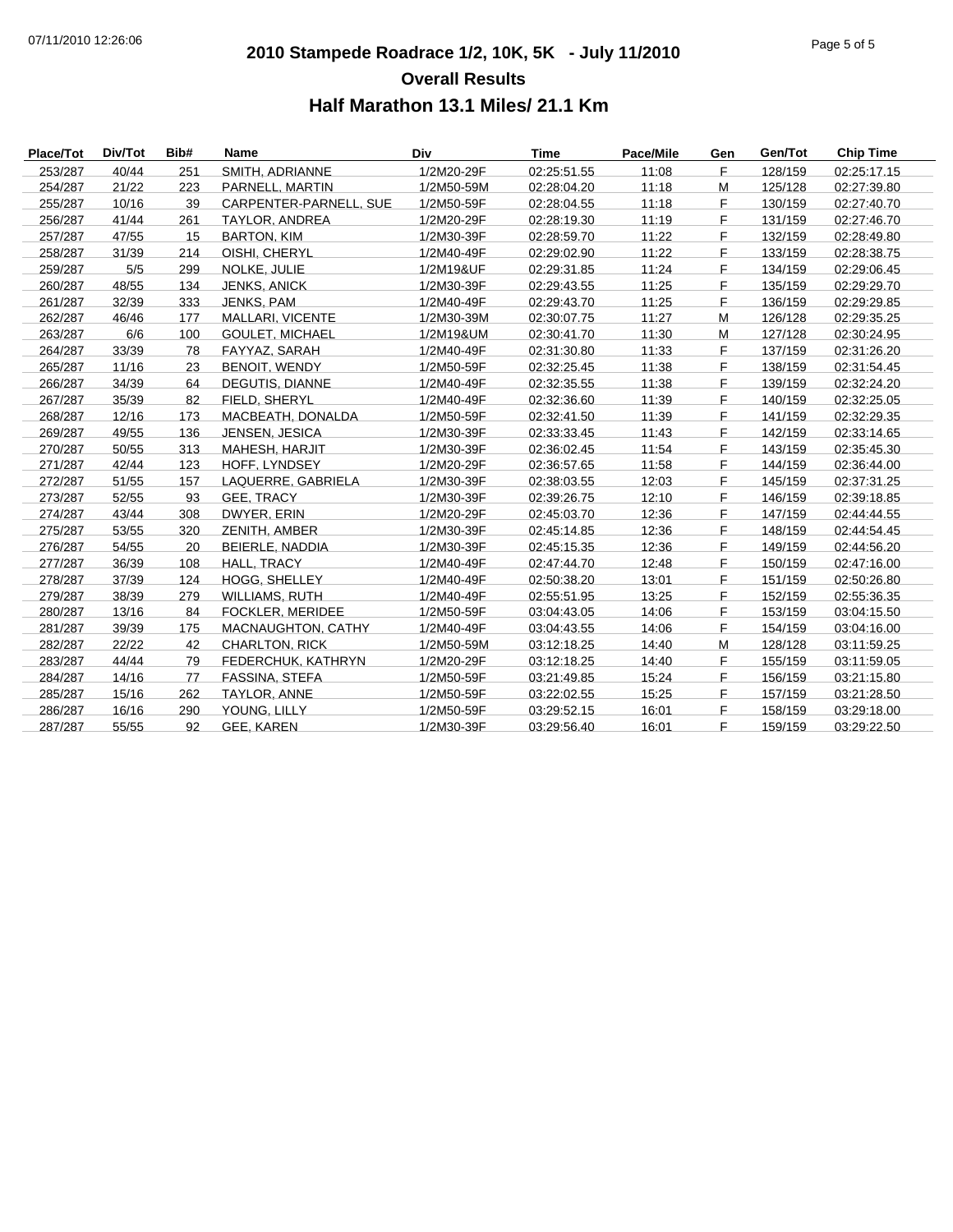# 2010 Stampede Roadrace 1/2, 10K, 5K - July 11/2010

## Overall Results

## Half Marathon 13.1 Miles/ 21.1 Km

| Place/Tot | Div/Tot | Bib# | Name | Div | Time | Pace/Mile | Gen | Gen/Tot | Chip Time |
|---|---|---|---|---|---|---|---|---|---|
| 253/287 | 40/44 | 251 | SMITH, ADRIANNE | 1/2M20-29F | 02:25:51.55 | 11:08 | F | 128/159 | 02:25:17.15 |
| 254/287 | 21/22 | 223 | PARNELL, MARTIN | 1/2M50-59M | 02:28:04.20 | 11:18 | M | 125/128 | 02:27:39.80 |
| 255/287 | 10/16 | 39 | CARPENTER-PARNELL, SUE | 1/2M50-59F | 02:28:04.55 | 11:18 | F | 130/159 | 02:27:40.70 |
| 256/287 | 41/44 | 261 | TAYLOR, ANDREA | 1/2M20-29F | 02:28:19.30 | 11:19 | F | 131/159 | 02:27:46.70 |
| 257/287 | 47/55 | 15 | BARTON, KIM | 1/2M30-39F | 02:28:59.70 | 11:22 | F | 132/159 | 02:28:49.80 |
| 258/287 | 31/39 | 214 | OISHI, CHERYL | 1/2M40-49F | 02:29:02.90 | 11:22 | F | 133/159 | 02:28:38.75 |
| 259/287 | 5/5 | 299 | NOLKE, JULIE | 1/2M19&UF | 02:29:31.85 | 11:24 | F | 134/159 | 02:29:06.45 |
| 260/287 | 48/55 | 134 | JENKS, ANICK | 1/2M30-39F | 02:29:43.55 | 11:25 | F | 135/159 | 02:29:29.70 |
| 261/287 | 32/39 | 333 | JENKS, PAM | 1/2M40-49F | 02:29:43.70 | 11:25 | F | 136/159 | 02:29:29.85 |
| 262/287 | 46/46 | 177 | MALLARI, VICENTE | 1/2M30-39M | 02:30:07.75 | 11:27 | M | 126/128 | 02:29:35.25 |
| 263/287 | 6/6 | 100 | GOULET, MICHAEL | 1/2M19&UM | 02:30:41.70 | 11:30 | M | 127/128 | 02:30:24.95 |
| 264/287 | 33/39 | 78 | FAYYAZ, SARAH | 1/2M40-49F | 02:31:30.80 | 11:33 | F | 137/159 | 02:31:26.20 |
| 265/287 | 11/16 | 23 | BENOIT, WENDY | 1/2M50-59F | 02:32:25.45 | 11:38 | F | 138/159 | 02:31:54.45 |
| 266/287 | 34/39 | 64 | DEGUTIS, DIANNE | 1/2M40-49F | 02:32:35.55 | 11:38 | F | 139/159 | 02:32:24.20 |
| 267/287 | 35/39 | 82 | FIELD, SHERYL | 1/2M40-49F | 02:32:36.60 | 11:39 | F | 140/159 | 02:32:25.05 |
| 268/287 | 12/16 | 173 | MACBEATH, DONALDA | 1/2M50-59F | 02:32:41.50 | 11:39 | F | 141/159 | 02:32:29.35 |
| 269/287 | 49/55 | 136 | JENSEN, JESICA | 1/2M30-39F | 02:33:33.45 | 11:43 | F | 142/159 | 02:33:14.65 |
| 270/287 | 50/55 | 313 | MAHESH, HARJIT | 1/2M30-39F | 02:36:02.45 | 11:54 | F | 143/159 | 02:35:45.30 |
| 271/287 | 42/44 | 123 | HOFF, LYNDSEY | 1/2M20-29F | 02:36:57.65 | 11:58 | F | 144/159 | 02:36:44.00 |
| 272/287 | 51/55 | 157 | LAQUERRE, GABRIELA | 1/2M30-39F | 02:38:03.55 | 12:03 | F | 145/159 | 02:37:31.25 |
| 273/287 | 52/55 | 93 | GEE, TRACY | 1/2M30-39F | 02:39:26.75 | 12:10 | F | 146/159 | 02:39:18.85 |
| 274/287 | 43/44 | 308 | DWYER, ERIN | 1/2M20-29F | 02:45:03.70 | 12:36 | F | 147/159 | 02:44:44.55 |
| 275/287 | 53/55 | 320 | ZENITH, AMBER | 1/2M30-39F | 02:45:14.85 | 12:36 | F | 148/159 | 02:44:54.45 |
| 276/287 | 54/55 | 20 | BEIERLE, NADDIA | 1/2M30-39F | 02:45:15.35 | 12:36 | F | 149/159 | 02:44:56.20 |
| 277/287 | 36/39 | 108 | HALL, TRACY | 1/2M40-49F | 02:47:44.70 | 12:48 | F | 150/159 | 02:47:16.00 |
| 278/287 | 37/39 | 124 | HOGG, SHELLEY | 1/2M40-49F | 02:50:38.20 | 13:01 | F | 151/159 | 02:50:26.80 |
| 279/287 | 38/39 | 279 | WILLIAMS, RUTH | 1/2M40-49F | 02:55:51.95 | 13:25 | F | 152/159 | 02:55:36.35 |
| 280/287 | 13/16 | 84 | FOCKLER, MERIDEE | 1/2M50-59F | 03:04:43.05 | 14:06 | F | 153/159 | 03:04:15.50 |
| 281/287 | 39/39 | 175 | MACNAUGHTON, CATHY | 1/2M40-49F | 03:04:43.55 | 14:06 | F | 154/159 | 03:04:16.00 |
| 282/287 | 22/22 | 42 | CHARLTON, RICK | 1/2M50-59M | 03:12:18.25 | 14:40 | M | 128/128 | 03:11:59.25 |
| 283/287 | 44/44 | 79 | FEDERCHUK, KATHRYN | 1/2M20-29F | 03:12:18.25 | 14:40 | F | 155/159 | 03:11:59.05 |
| 284/287 | 14/16 | 77 | FASSINA, STEFA | 1/2M50-59F | 03:21:49.85 | 15:24 | F | 156/159 | 03:21:15.80 |
| 285/287 | 15/16 | 262 | TAYLOR, ANNE | 1/2M50-59F | 03:22:02.55 | 15:25 | F | 157/159 | 03:21:28.50 |
| 286/287 | 16/16 | 290 | YOUNG, LILLY | 1/2M50-59F | 03:29:52.15 | 16:01 | F | 158/159 | 03:29:18.00 |
| 287/287 | 55/55 | 92 | GEE, KAREN | 1/2M30-39F | 03:29:56.40 | 16:01 | F | 159/159 | 03:29:22.50 |